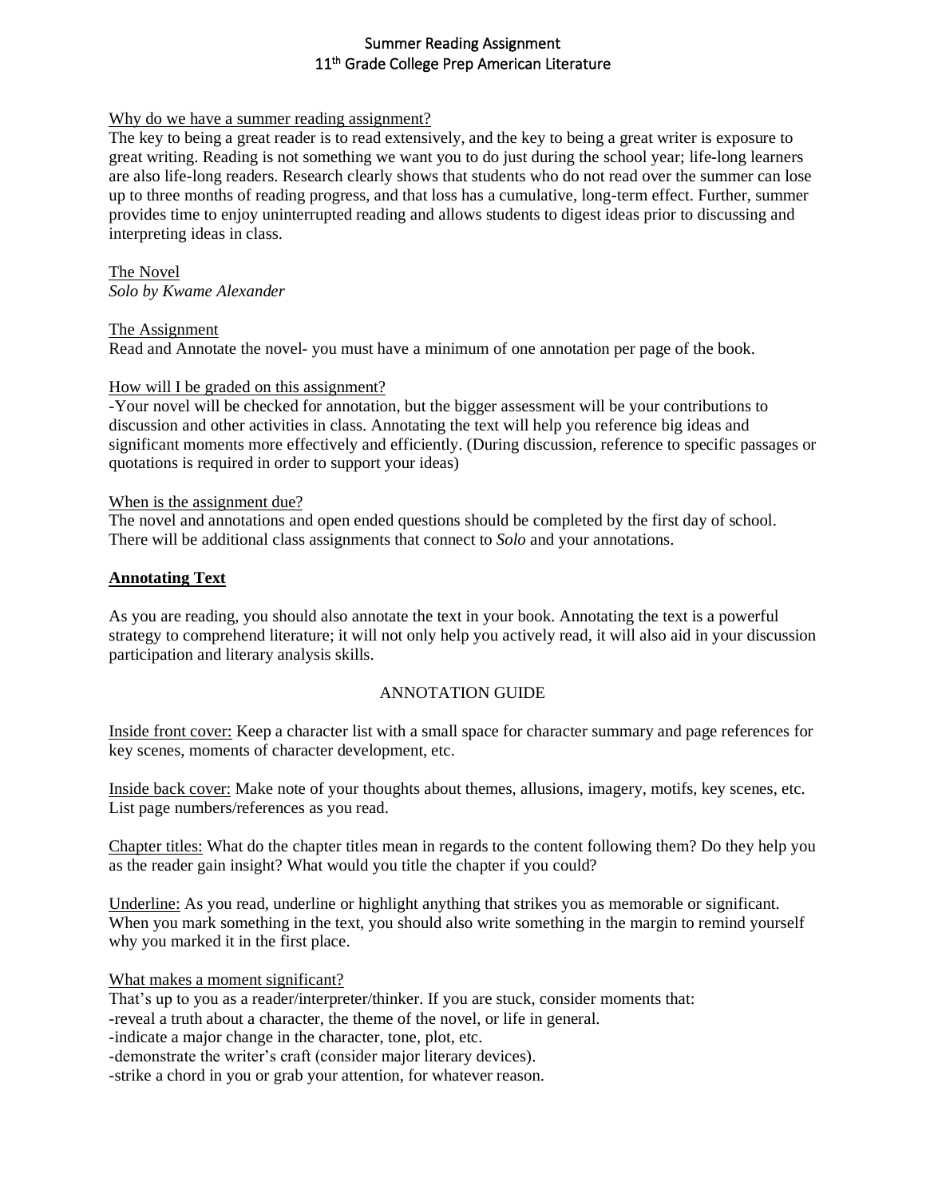# Summer Reading Assignment
## 11th Grade College Prep American Literature

Why do we have a summer reading assignment?

The key to being a great reader is to read extensively, and the key to being a great writer is exposure to great writing. Reading is not something we want you to do just during the school year; life-long learners are also life-long readers. Research clearly shows that students who do not read over the summer can lose up to three months of reading progress, and that loss has a cumulative, long-term effect. Further, summer provides time to enjoy uninterrupted reading and allows students to digest ideas prior to discussing and interpreting ideas in class.

The Novel

*Solo by Kwame Alexander*

The Assignment

Read and Annotate the novel- you must have a minimum of one annotation per page of the book.

How will I be graded on this assignment?

-Your novel will be checked for annotation, but the bigger assessment will be your contributions to discussion and other activities in class. Annotating the text will help you reference big ideas and significant moments more effectively and efficiently. (During discussion, reference to specific passages or quotations is required in order to support your ideas)

When is the assignment due?

The novel and annotations and open ended questions should be completed by the first day of school. There will be additional class assignments that connect to *Solo* and your annotations.

## Annotating Text

As you are reading, you should also annotate the text in your book. Annotating the text is a powerful strategy to comprehend literature; it will not only help you actively read, it will also aid in your discussion participation and literary analysis skills.

### ANNOTATION GUIDE

Inside front cover: Keep a character list with a small space for character summary and page references for key scenes, moments of character development, etc.

Inside back cover: Make note of your thoughts about themes, allusions, imagery, motifs, key scenes, etc. List page numbers/references as you read.

Chapter titles: What do the chapter titles mean in regards to the content following them? Do they help you as the reader gain insight? What would you title the chapter if you could?

Underline: As you read, underline or highlight anything that strikes you as memorable or significant. When you mark something in the text, you should also write something in the margin to remind yourself why you marked it in the first place.

What makes a moment significant?

That's up to you as a reader/interpreter/thinker. If you are stuck, consider moments that:

- reveal a truth about a character, the theme of the novel, or life in general.
- indicate a major change in the character, tone, plot, etc.
- demonstrate the writer's craft (consider major literary devices).
- strike a chord in you or grab your attention, for whatever reason.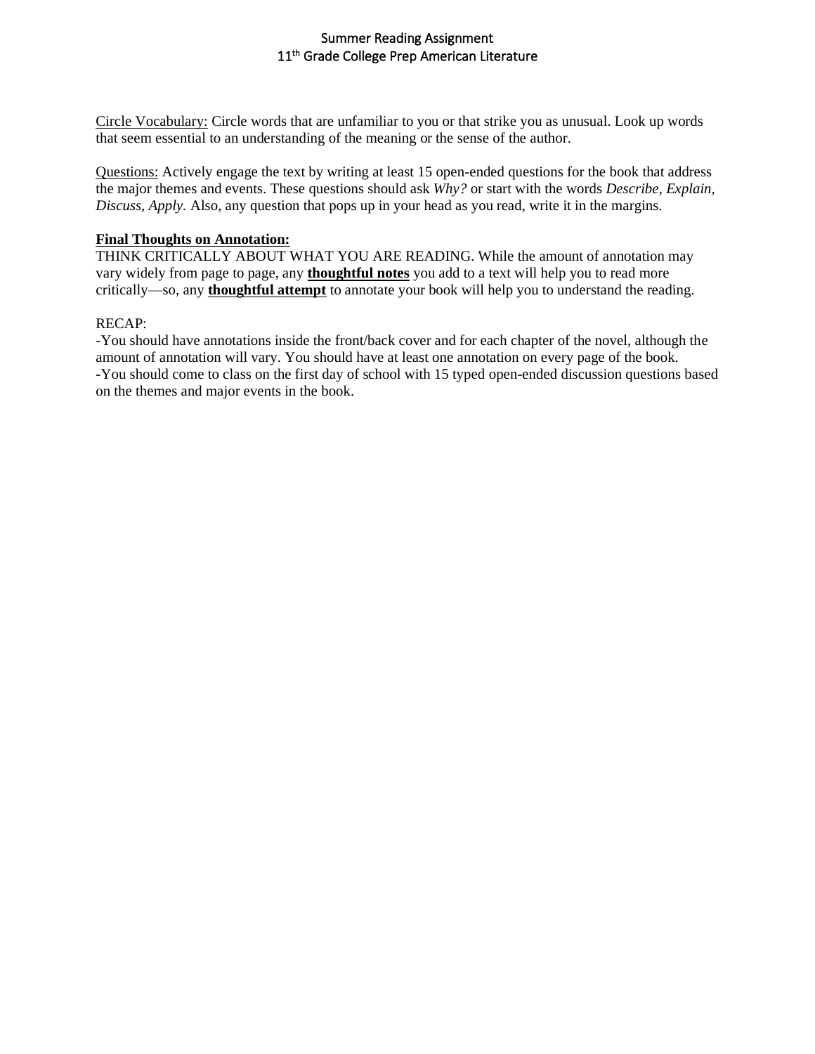Circle Vocabulary: Circle words that are unfamiliar to you or that strike you as unusual. Look up words that seem essential to an understanding of the meaning or the sense of the author.

Questions: Actively engage the text by writing at least 15 open-ended questions for the book that address the major themes and events. These questions should ask *Why?* or start with the words *Describe*, *Explain, Discuss, Apply.* Also, any question that pops up in your head as you read, write it in the margins.

**Final Thoughts on Annotation:**

THINK CRITICALLY ABOUT WHAT YOU ARE READING. While the amount of annotation may vary widely from page to page, any **thoughtful notes** you add to a text will help you to read more critically—so, any **thoughtful attempt** to annotate your book will help you to understand the reading.

RECAP:

-You should have annotations inside the front/back cover and for each chapter of the novel, although the amount of annotation will vary. You should have at least one annotation on every page of the book.

-You should come to class on the first day of school with 15 typed open-ended discussion questions based on the themes and major events in the book.